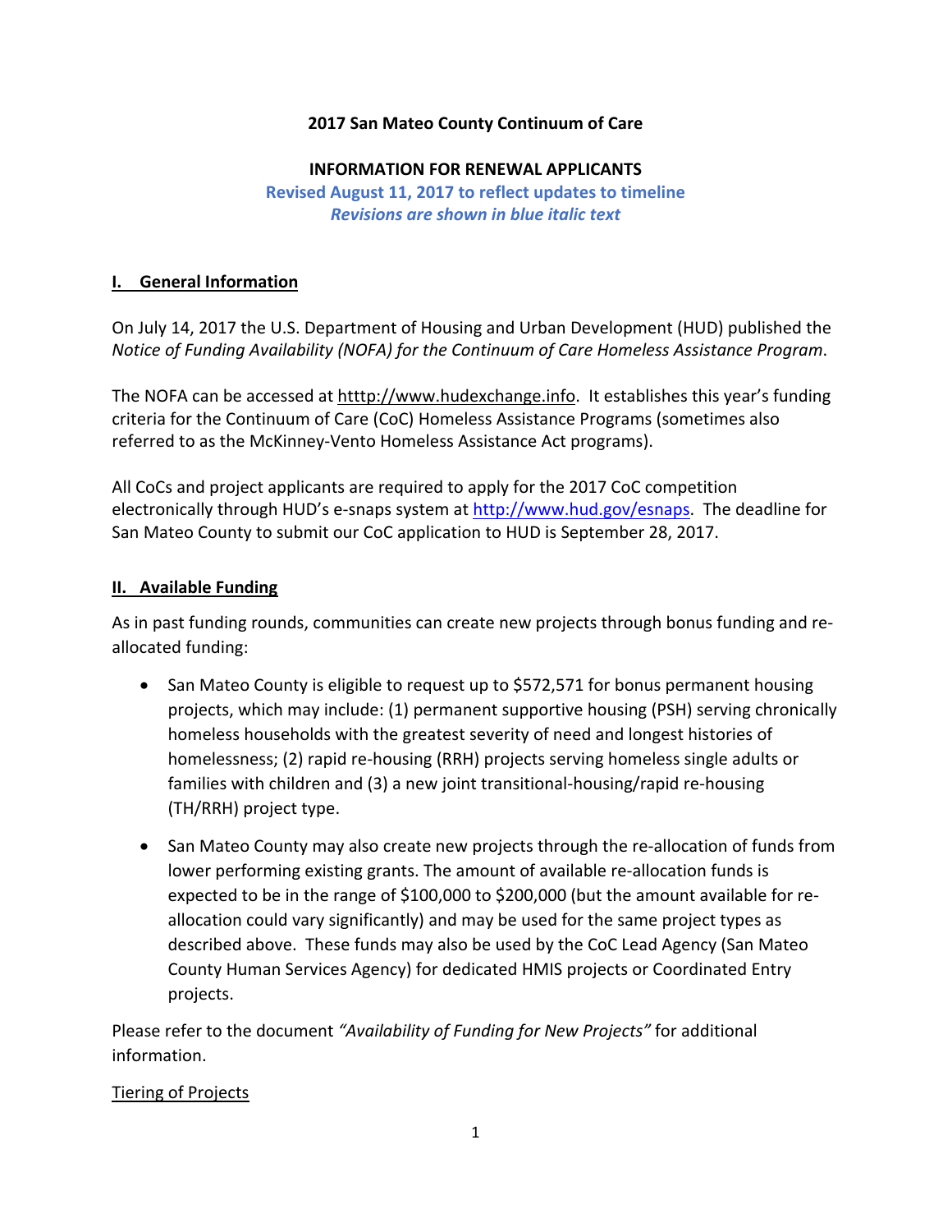**2017 San Mateo County Continuum of Care**

**INFORMATION FOR RENEWAL APPLICANTS**

**Revised August 11, 2017 to reflect updates to timeline**

***Revisions are shown in blue italic text***

## I. General Information

On July 14, 2017 the U.S. Department of Housing and Urban Development (HUD) published the *Notice of Funding Availability (NOFA) for the Continuum of Care Homeless Assistance Program*.

The NOFA can be accessed at htttp://www.hudexchange.info. It establishes this year's funding criteria for the Continuum of Care (CoC) Homeless Assistance Programs (sometimes also referred to as the McKinney-Vento Homeless Assistance Act programs).

All CoCs and project applicants are required to apply for the 2017 CoC competition electronically through HUD's e-snaps system at http://www.hud.gov/esnaps. The deadline for San Mateo County to submit our CoC application to HUD is September 28, 2017.

## II. Available Funding

As in past funding rounds, communities can create new projects through bonus funding and re-allocated funding:

- San Mateo County is eligible to request up to $572,571 for bonus permanent housing projects, which may include: (1) permanent supportive housing (PSH) serving chronically homeless households with the greatest severity of need and longest histories of homelessness; (2) rapid re-housing (RRH) projects serving homeless single adults or families with children and (3) a new joint transitional-housing/rapid re-housing (TH/RRH) project type.
- San Mateo County may also create new projects through the re-allocation of funds from lower performing existing grants. The amount of available re-allocation funds is expected to be in the range of $100,000 to $200,000 (but the amount available for re-allocation could vary significantly) and may be used for the same project types as described above. These funds may also be used by the CoC Lead Agency (San Mateo County Human Services Agency) for dedicated HMIS projects or Coordinated Entry projects.

Please refer to the document *"Availability of Funding for New Projects"* for additional information.

Tiering of Projects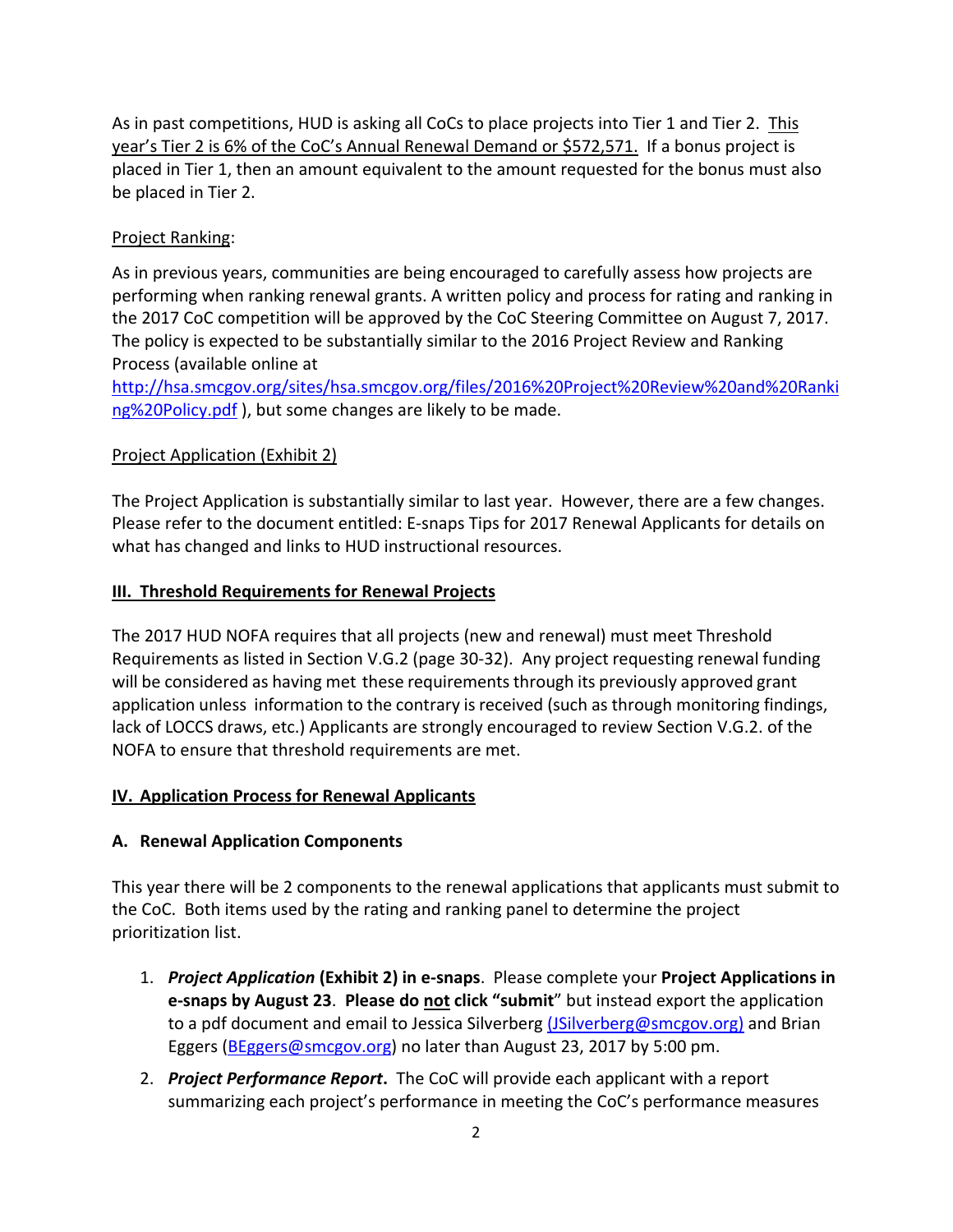As in past competitions, HUD is asking all CoCs to place projects into Tier 1 and Tier 2. This year's Tier 2 is 6% of the CoC's Annual Renewal Demand or $572,571. If a bonus project is placed in Tier 1, then an amount equivalent to the amount requested for the bonus must also be placed in Tier 2.

Project Ranking:

As in previous years, communities are being encouraged to carefully assess how projects are performing when ranking renewal grants. A written policy and process for rating and ranking in the 2017 CoC competition will be approved by the CoC Steering Committee on August 7, 2017. The policy is expected to be substantially similar to the 2016 Project Review and Ranking Process (available online at [http://hsa.smcgov.org/sites/hsa.smcgov.org/files/2016%20Project%20Review%20and%20Ranking%20Policy.pdf](http://hsa.smcgov.org/sites/hsa.smcgov.org/files/2016%20Project%20Review%20and%20Ranking%20Policy.pdf) ), but some changes are likely to be made.

Project Application (Exhibit 2)

The Project Application is substantially similar to last year. However, there are a few changes. Please refer to the document entitled: E-snaps Tips for 2017 Renewal Applicants for details on what has changed and links to HUD instructional resources.

## III. Threshold Requirements for Renewal Projects

The 2017 HUD NOFA requires that all projects (new and renewal) must meet Threshold Requirements as listed in Section V.G.2 (page 30-32). Any project requesting renewal funding will be considered as having met these requirements through its previously approved grant application unless information to the contrary is received (such as through monitoring findings, lack of LOCCS draws, etc.) Applicants are strongly encouraged to review Section V.G.2. of the NOFA to ensure that threshold requirements are met.

## IV. Application Process for Renewal Applicants

### A. Renewal Application Components

This year there will be 2 components to the renewal applications that applicants must submit to the CoC. Both items used by the rating and ranking panel to determine the project prioritization list.

1. ***Project Application* (Exhibit 2) in e-snaps**. Please complete your **Project Applications in e-snaps by August 23**. **Please do not click "submit**" but instead export the application to a pdf document and email to Jessica Silverberg [(JSilverberg@smcgov.org)](mailto:JSilverberg@smcgov.org) and Brian Eggers ([BEggers@smcgov.org](mailto:BEggers@smcgov.org)) no later than August 23, 2017 by 5:00 pm.
2. ***Project Performance Report***. The CoC will provide each applicant with a report summarizing each project's performance in meeting the CoC's performance measures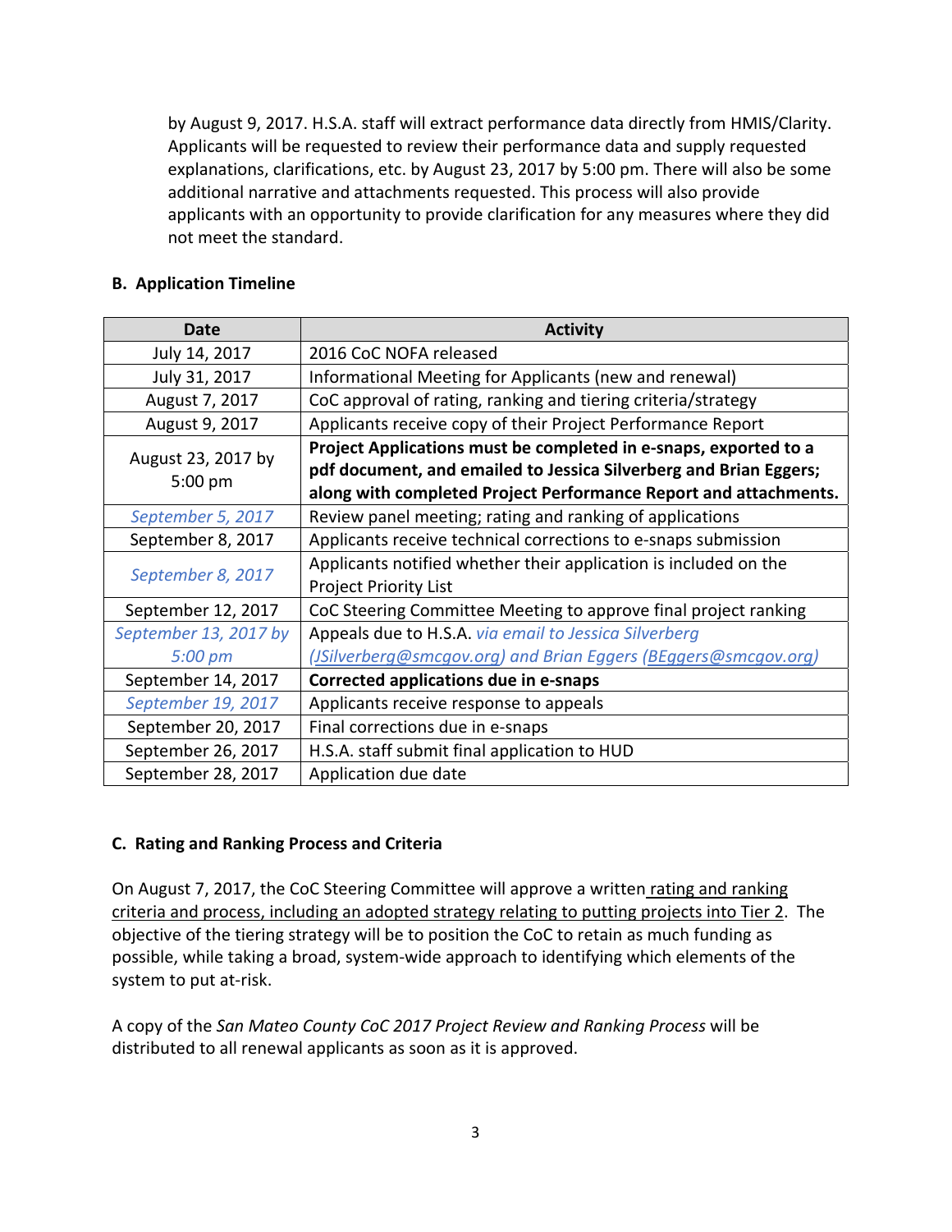by August 9, 2017. H.S.A. staff will extract performance data directly from HMIS/Clarity. Applicants will be requested to review their performance data and supply requested explanations, clarifications, etc. by August 23, 2017 by 5:00 pm. There will also be some additional narrative and attachments requested. This process will also provide applicants with an opportunity to provide clarification for any measures where they did not meet the standard.

### B. Application Timeline

| Date | Activity |
| --- | --- |
| July 14, 2017 | 2016 CoC NOFA released |
| July 31, 2017 | Informational Meeting for Applicants (new and renewal) |
| August 7, 2017 | CoC approval of rating, ranking and tiering criteria/strategy |
| August 9, 2017 | Applicants receive copy of their Project Performance Report |
| August 23, 2017 by 5:00 pm | **Project Applications must be completed in e-snaps, exported to a pdf document, and emailed to Jessica Silverberg and Brian Eggers; along with completed Project Performance Report and attachments.** |
| *September 5, 2017* | Review panel meeting; rating and ranking of applications |
| September 8, 2017 | Applicants receive technical corrections to e-snaps submission |
| *September 8, 2017* | Applicants notified whether their application is included on the Project Priority List |
| September 12, 2017 | CoC Steering Committee Meeting to approve final project ranking |
| *September 13, 2017 by 5:00 pm* | Appeals due to H.S.A. *via email to Jessica Silverberg (JSilverberg@smcgov.org) and Brian Eggers (BEggers@smcgov.org)* |
| September 14, 2017 | **Corrected applications due in e-snaps** |
| *September 19, 2017* | Applicants receive response to appeals |
| September 20, 2017 | Final corrections due in e-snaps |
| September 26, 2017 | H.S.A. staff submit final application to HUD |
| September 28, 2017 | Application due date |

### C. Rating and Ranking Process and Criteria

On August 7, 2017, the CoC Steering Committee will approve a written rating and ranking criteria and process, including an adopted strategy relating to putting projects into Tier 2. The objective of the tiering strategy will be to position the CoC to retain as much funding as possible, while taking a broad, system-wide approach to identifying which elements of the system to put at-risk.

A copy of the *San Mateo County CoC 2017 Project Review and Ranking Process* will be distributed to all renewal applicants as soon as it is approved.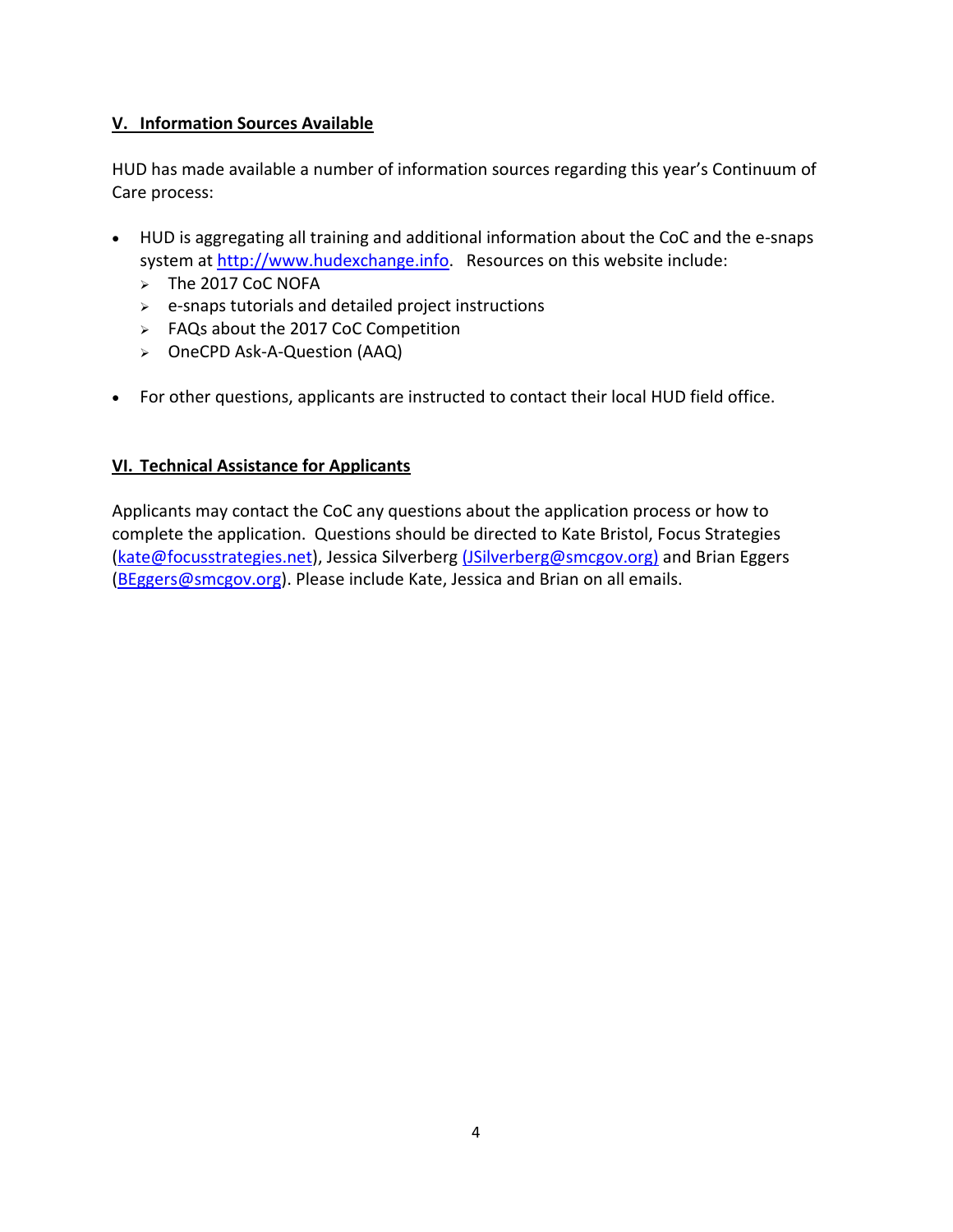## V. Information Sources Available

HUD has made available a number of information sources regarding this year's Continuum of Care process:

- HUD is aggregating all training and additional information about the CoC and the e-snaps system at http://www.hudexchange.info. Resources on this website include:
  - The 2017 CoC NOFA
  - e-snaps tutorials and detailed project instructions
  - FAQs about the 2017 CoC Competition
  - OneCPD Ask-A-Question (AAQ)

- For other questions, applicants are instructed to contact their local HUD field office.

## VI. Technical Assistance for Applicants

Applicants may contact the CoC any questions about the application process or how to complete the application. Questions should be directed to Kate Bristol, Focus Strategies (kate@focusstrategies.net), Jessica Silverberg (JSilverberg@smcgov.org) and Brian Eggers (BEggers@smcgov.org). Please include Kate, Jessica and Brian on all emails.